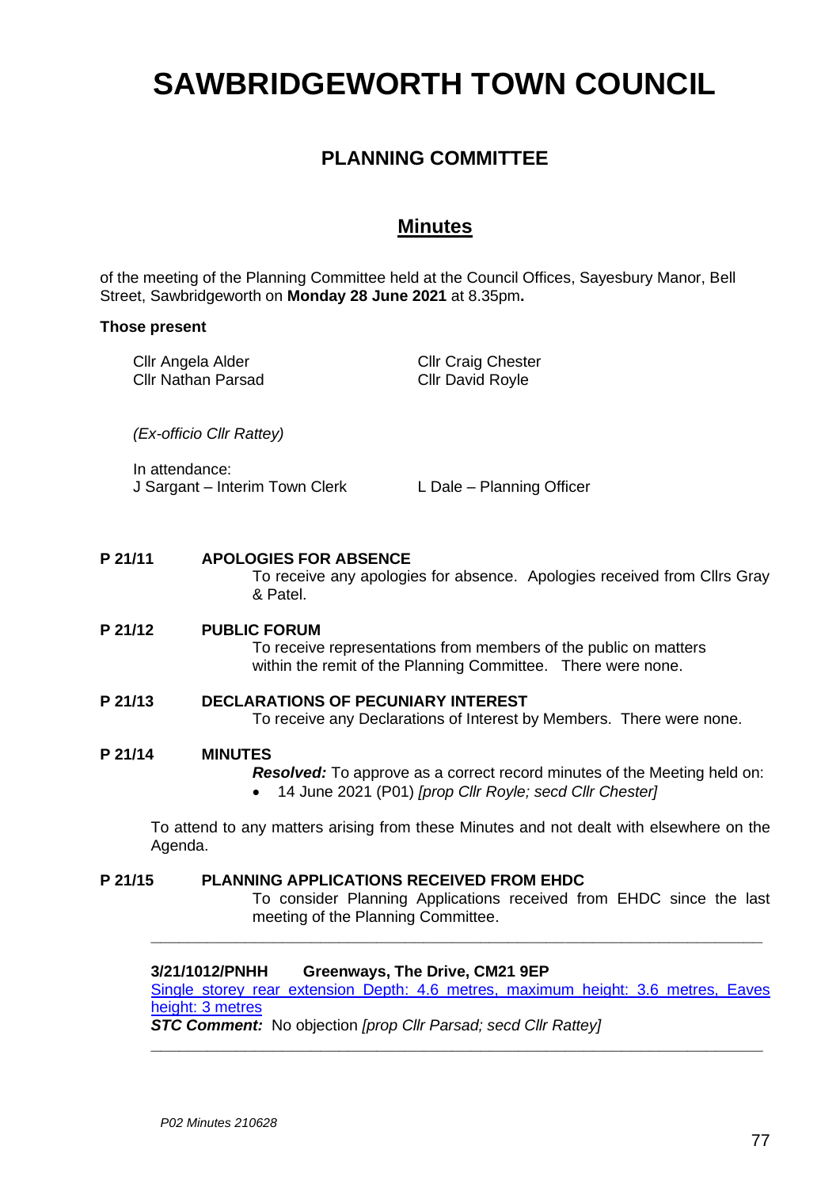# SAWBRIDGEWORTH TOWN COUNCIL

## PLANNING COMMITTEE

## Minutes

of the meeting of the Planning Committee held at the Council Offices, Sayesbury Manor, Bell Street, Sawbridgeworth on **Monday 28 June 2021** at 8.35pm**.**

**Those present**

Cllr Angela Alder
Cllr Craig Chester
Cllr Nathan Parsad
Cllr David Royle

*(Ex-officio Cllr Rattey)*

In attendance:
J Sargant – Interim Town Clerk
L Dale – Planning Officer

**P 21/11 APOLOGIES FOR ABSENCE**

To receive any apologies for absence. Apologies received from Cllrs Gray & Patel.

**P 21/12 PUBLIC FORUM**

To receive representations from members of the public on matters within the remit of the Planning Committee. There were none.

**P 21/13 DECLARATIONS OF PECUNIARY INTEREST**

To receive any Declarations of Interest by Members. There were none.

**P 21/14 MINUTES**

***Resolved:*** To approve as a correct record minutes of the Meeting held on:

- 14 June 2021 (P01) *[prop Cllr Royle; secd Cllr Chester]*

To attend to any matters arising from these Minutes and not dealt with elsewhere on the Agenda.

**P 21/15 PLANNING APPLICATIONS RECEIVED FROM EHDC**

To consider Planning Applications received from EHDC since the last meeting of the Planning Committee.

---

**3/21/1012/PNHH Greenways, The Drive, CM21 9EP**

Single storey rear extension Depth: 4.6 metres, maximum height: 3.6 metres, Eaves height: 3 metres

***STC Comment:*** No objection *[prop Cllr Parsad; secd Cllr Rattey]*

---

*P02 Minutes 210628*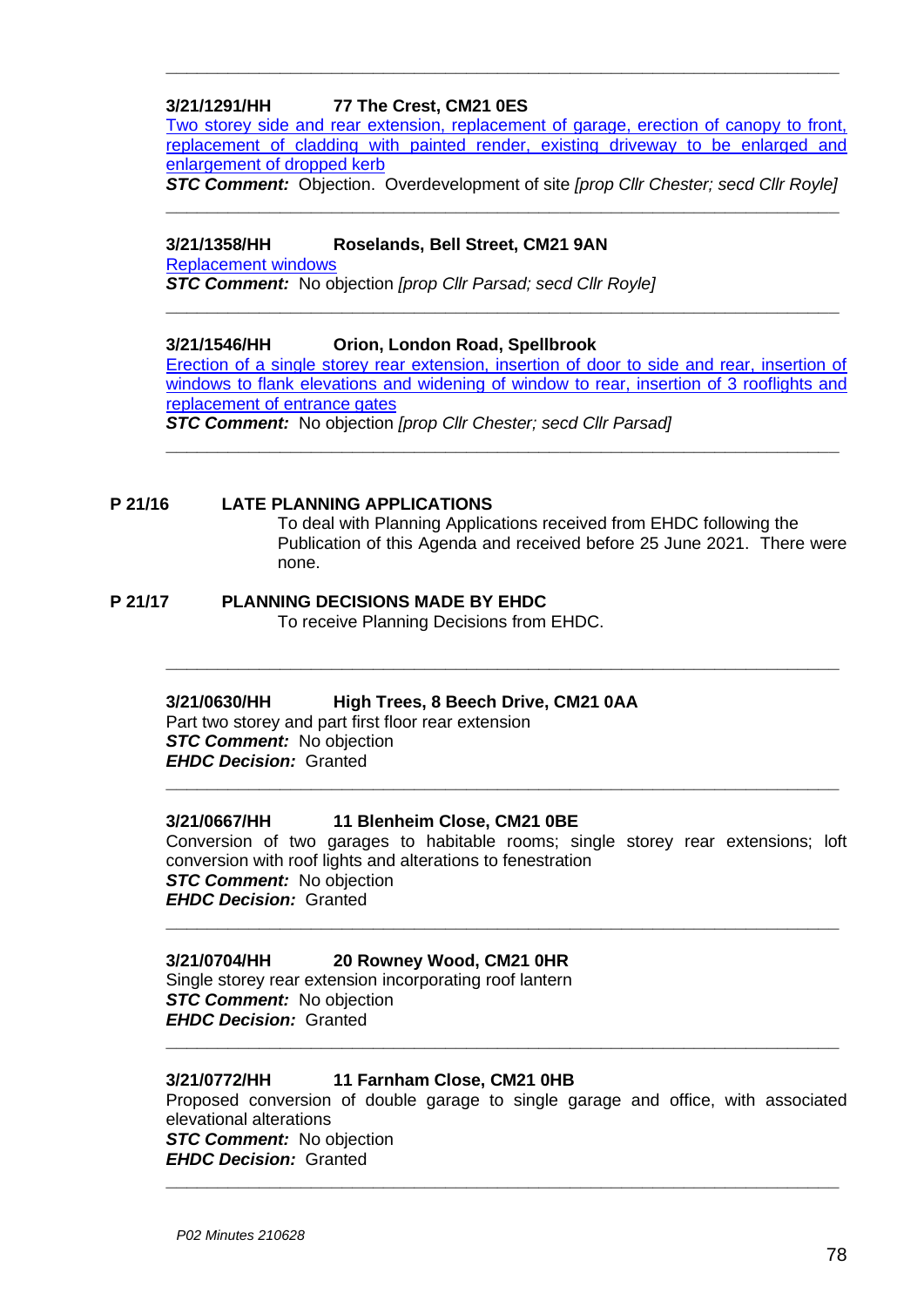---

**3/21/1291/HH 77 The Crest, CM21 0ES**

Two storey side and rear extension, replacement of garage, erection of canopy to front, replacement of cladding with painted render, existing driveway to be enlarged and enlargement of dropped kerb

***STC Comment:*** Objection. Overdevelopment of site *[prop Cllr Chester; secd Cllr Royle]*

---

**3/21/1358/HH Roselands, Bell Street, CM21 9AN**

Replacement windows

***STC Comment:*** No objection *[prop Cllr Parsad; secd Cllr Royle]*

---

**3/21/1546/HH Orion, London Road, Spellbrook**

Erection of a single storey rear extension, insertion of door to side and rear, insertion of windows to flank elevations and widening of window to rear, insertion of 3 rooflights and replacement of entrance gates

***STC Comment:*** No objection *[prop Cllr Chester; secd Cllr Parsad]*

---

**P 21/16 LATE PLANNING APPLICATIONS**

To deal with Planning Applications received from EHDC following the Publication of this Agenda and received before 25 June 2021. There were none.

**P 21/17 PLANNING DECISIONS MADE BY EHDC**

To receive Planning Decisions from EHDC.

---

**3/21/0630/HH High Trees, 8 Beech Drive, CM21 0AA**

Part two storey and part first floor rear extension

***STC Comment:*** No objection

***EHDC Decision:*** Granted

---

**3/21/0667/HH 11 Blenheim Close, CM21 0BE**

Conversion of two garages to habitable rooms; single storey rear extensions; loft conversion with roof lights and alterations to fenestration

***STC Comment:*** No objection

***EHDC Decision:*** Granted

---

**3/21/0704/HH 20 Rowney Wood, CM21 0HR**

Single storey rear extension incorporating roof lantern

***STC Comment:*** No objection

***EHDC Decision:*** Granted

---

**3/21/0772/HH 11 Farnham Close, CM21 0HB**

Proposed conversion of double garage to single garage and office, with associated elevational alterations

***STC Comment:*** No objection

***EHDC Decision:*** Granted

---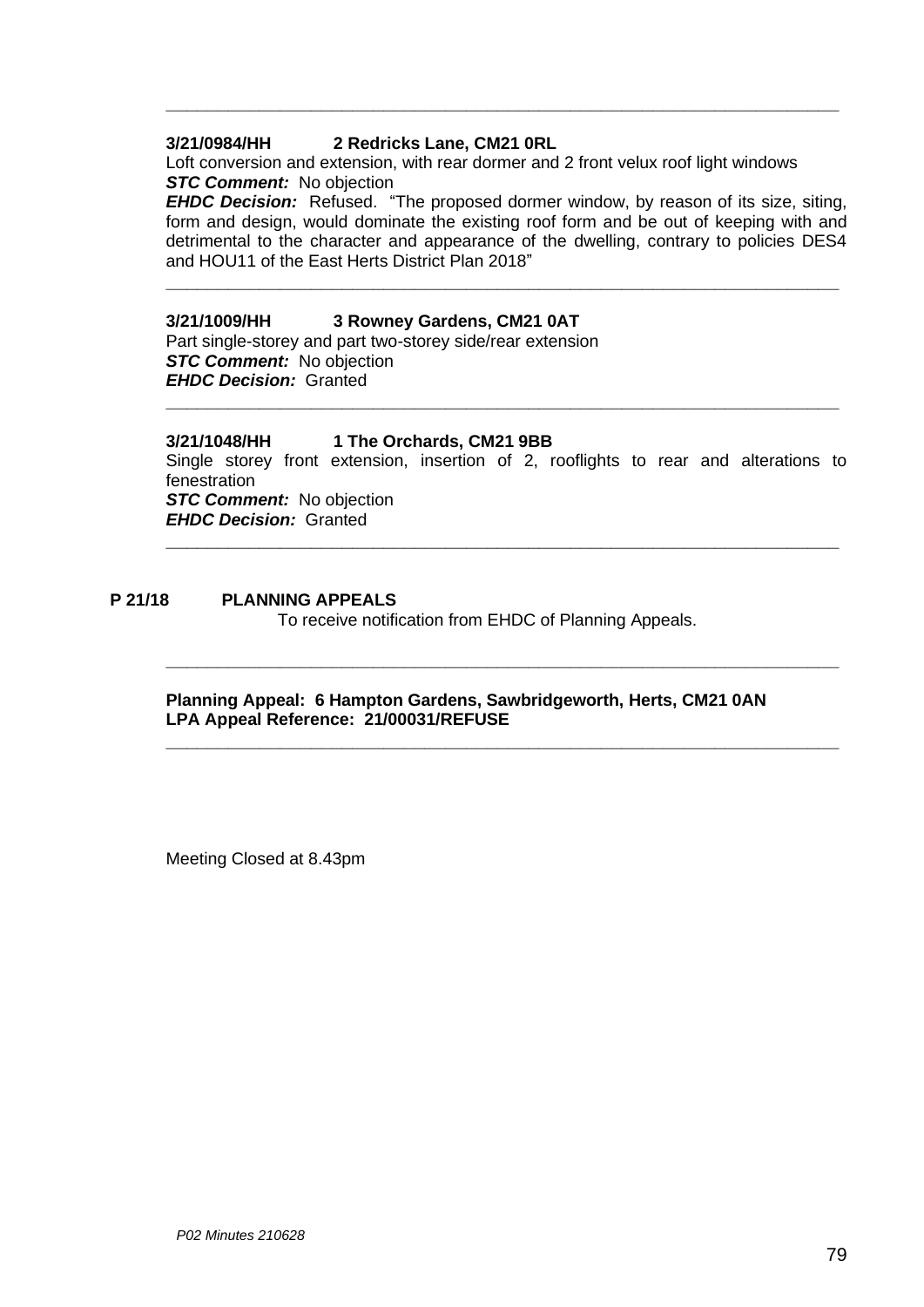---

**3/21/0984/HH 2 Redricks Lane, CM21 0RL**

Loft conversion and extension, with rear dormer and 2 front velux roof light windows

***STC Comment:*** No objection

***EHDC Decision:*** Refused. "The proposed dormer window, by reason of its size, siting, form and design, would dominate the existing roof form and be out of keeping with and detrimental to the character and appearance of the dwelling, contrary to policies DES4 and HOU11 of the East Herts District Plan 2018"

---

**3/21/1009/HH 3 Rowney Gardens, CM21 0AT**

Part single-storey and part two-storey side/rear extension

***STC Comment:*** No objection

***EHDC Decision:*** Granted

---

**3/21/1048/HH 1 The Orchards, CM21 9BB**

Single storey front extension, insertion of 2, rooflights to rear and alterations to fenestration

***STC Comment:*** No objection

***EHDC Decision:*** Granted

---

## P 21/18 PLANNING APPEALS

To receive notification from EHDC of Planning Appeals.

---

**Planning Appeal: 6 Hampton Gardens, Sawbridgeworth, Herts, CM21 0AN**
**LPA Appeal Reference: 21/00031/REFUSE**

---

Meeting Closed at 8.43pm

*P02 Minutes 210628*